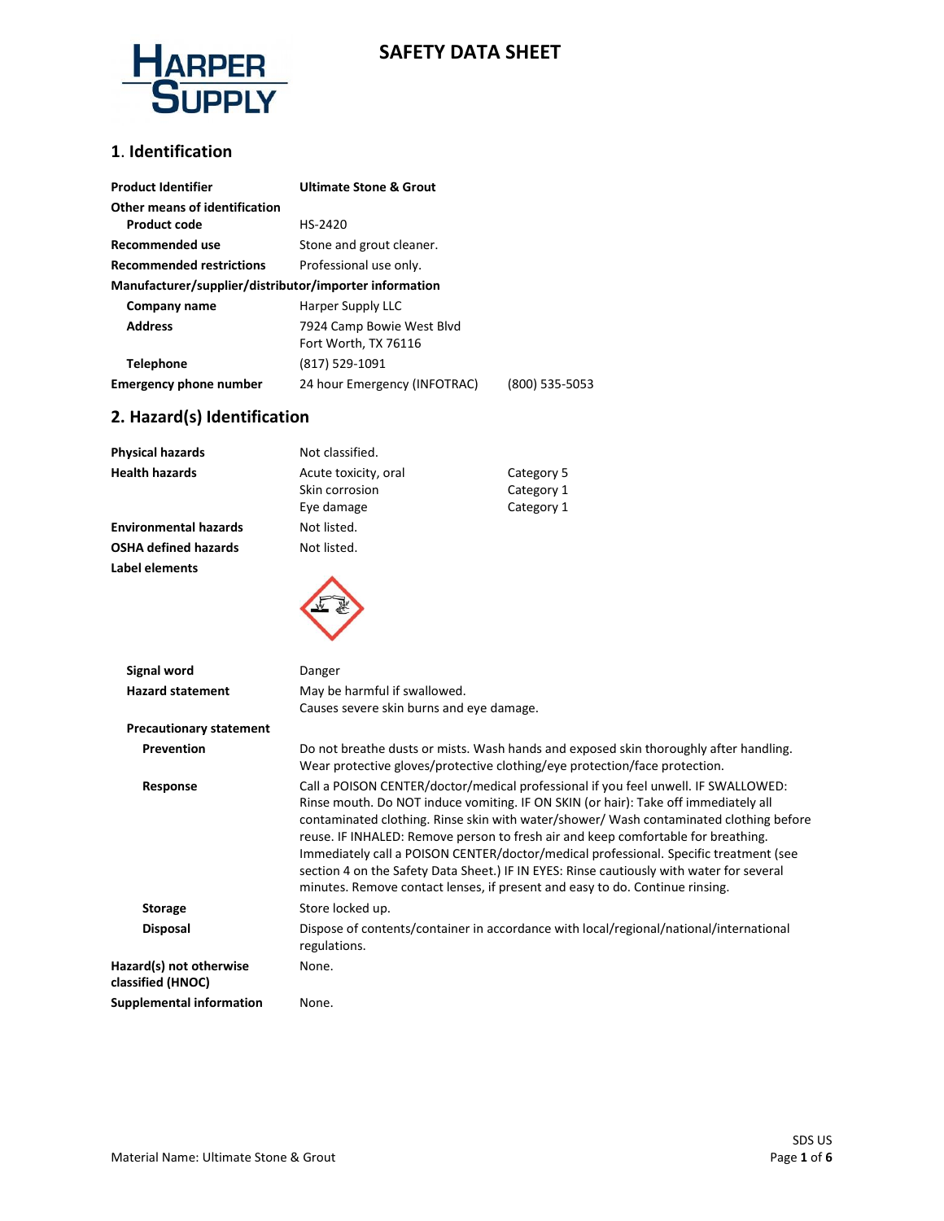# SAFETY DATA SHEET

## 1. Identification

| | | |
|---|---|---|
| **Product Identifier** | **Ultimate Stone & Grout** | |
| **Other means of identification** | | |
| **Product code** | HS-2420 | |
| **Recommended use** | Stone and grout cleaner. | |
| **Recommended restrictions** | Professional use only. | |
| **Manufacturer/supplier/distributor/importer information** | | |
| **Company name** | Harper Supply LLC | |
| **Address** | 7924 Camp Bowie West Blvd<br>Fort Worth, TX 76116 | |
| **Telephone** | (817) 529-1091 | |
| **Emergency phone number** | 24 hour Emergency (INFOTRAC) | (800) 535-5053 |

## 2. Hazard(s) Identification

| | | |
|---|---|---|
| **Physical hazards** | Not classified. | |
| **Health hazards** | Acute toxicity, oral | Category 5 |
| | Skin corrosion | Category 1 |
| | Eye damage | Category 1 |
| **Environmental hazards** | Not listed. | |
| **OSHA defined hazards** | Not listed. | |

**Label elements**

**Signal word** Danger

**Hazard statement**
May be harmful if swallowed.
Causes severe skin burns and eye damage.

**Precautionary statement**

**Prevention** Do not breathe dusts or mists. Wash hands and exposed skin thoroughly after handling. Wear protective gloves/protective clothing/eye protection/face protection.

**Response** Call a POISON CENTER/doctor/medical professional if you feel unwell. IF SWALLOWED: Rinse mouth. Do NOT induce vomiting. IF ON SKIN (or hair): Take off immediately all contaminated clothing. Rinse skin with water/shower/ Wash contaminated clothing before reuse. IF INHALED: Remove person to fresh air and keep comfortable for breathing. Immediately call a POISON CENTER/doctor/medical professional. Specific treatment (see section 4 on the Safety Data Sheet.) IF IN EYES: Rinse cautiously with water for several minutes. Remove contact lenses, if present and easy to do. Continue rinsing.

**Storage** Store locked up.

**Disposal** Dispose of contents/container in accordance with local/regional/national/international regulations.

**Hazard(s) not otherwise classified (HNOC)** None.

**Supplemental information** None.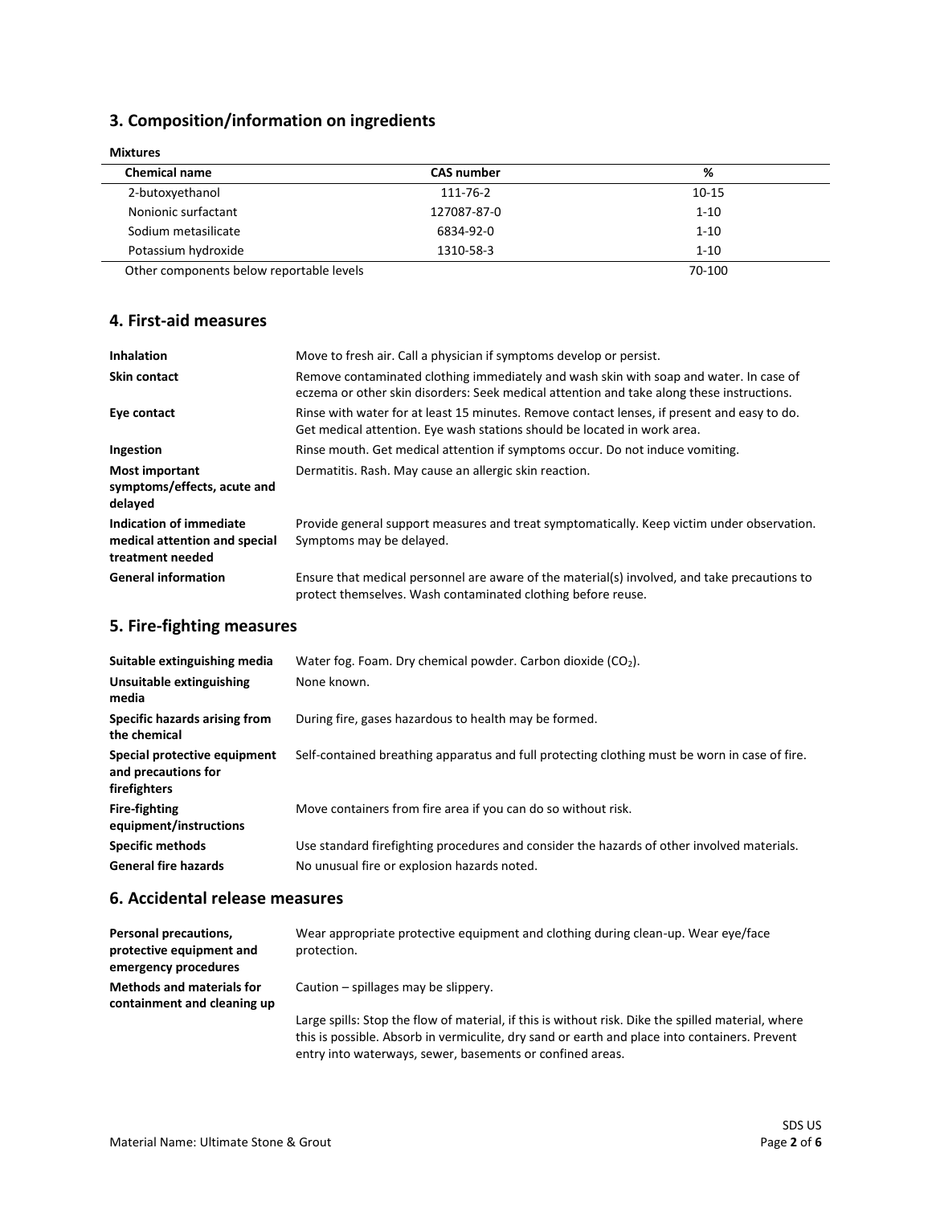## 3. Composition/information on ingredients

**Mixtures**

| Chemical name | CAS number | % |
|---|---|---|
| 2-butoxyethanol | 111-76-2 | 10-15 |
| Nonionic surfactant | 127087-87-0 | 1-10 |
| Sodium metasilicate | 6834-92-0 | 1-10 |
| Potassium hydroxide | 1310-58-3 | 1-10 |
| Other components below reportable levels | | 70-100 |

## 4. First-aid measures

| | |
|---|---|
| **Inhalation** | Move to fresh air. Call a physician if symptoms develop or persist. |
| **Skin contact** | Remove contaminated clothing immediately and wash skin with soap and water. In case of eczema or other skin disorders: Seek medical attention and take along these instructions. |
| **Eye contact** | Rinse with water for at least 15 minutes. Remove contact lenses, if present and easy to do. Get medical attention. Eye wash stations should be located in work area. |
| **Ingestion** | Rinse mouth. Get medical attention if symptoms occur. Do not induce vomiting. |
| **Most important symptoms/effects, acute and delayed** | Dermatitis. Rash. May cause an allergic skin reaction. |
| **Indication of immediate medical attention and special treatment needed** | Provide general support measures and treat symptomatically. Keep victim under observation. Symptoms may be delayed. |
| **General information** | Ensure that medical personnel are aware of the material(s) involved, and take precautions to protect themselves. Wash contaminated clothing before reuse. |

## 5. Fire-fighting measures

| | |
|---|---|
| **Suitable extinguishing media** | Water fog. Foam. Dry chemical powder. Carbon dioxide ($CO_2$). |
| **Unsuitable extinguishing media** | None known. |
| **Specific hazards arising from the chemical** | During fire, gases hazardous to health may be formed. |
| **Special protective equipment and precautions for firefighters** | Self-contained breathing apparatus and full protecting clothing must be worn in case of fire. |
| **Fire-fighting equipment/instructions** | Move containers from fire area if you can do so without risk. |
| **Specific methods** | Use standard firefighting procedures and consider the hazards of other involved materials. |
| **General fire hazards** | No unusual fire or explosion hazards noted. |

## 6. Accidental release measures

| | |
|---|---|
| **Personal precautions, protective equipment and emergency procedures** | Wear appropriate protective equipment and clothing during clean-up. Wear eye/face protection. |
| **Methods and materials for containment and cleaning up** | Caution – spillages may be slippery.<br><br>Large spills: Stop the flow of material, if this is without risk. Dike the spilled material, where this is possible. Absorb in vermiculite, dry sand or earth and place into containers. Prevent entry into waterways, sewer, basements or confined areas. |

Material Name: Ultimate Stone & Grout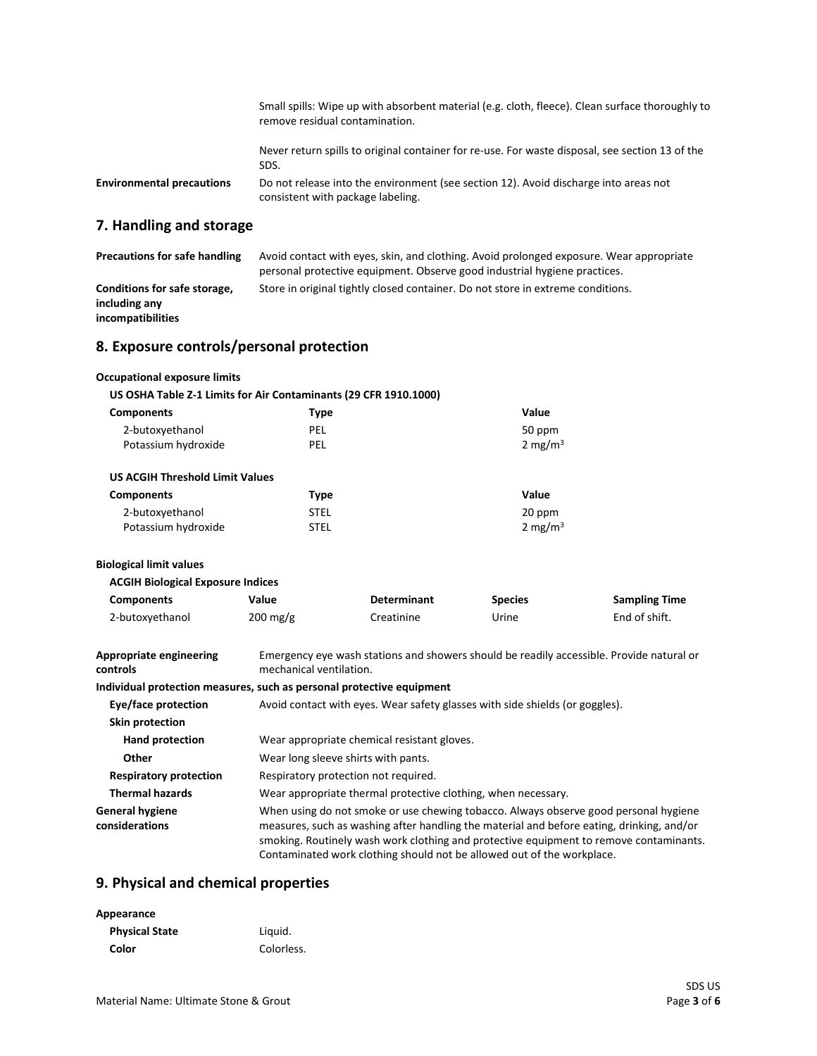Small spills: Wipe up with absorbent material (e.g. cloth, fleece). Clean surface thoroughly to remove residual contamination.

Never return spills to original container for re-use. For waste disposal, see section 13 of the SDS.

**Environmental precautions** Do not release into the environment (see section 12). Avoid discharge into areas not consistent with package labeling.

## 7. Handling and storage

**Precautions for safe handling** Avoid contact with eyes, skin, and clothing. Avoid prolonged exposure. Wear appropriate personal protective equipment. Observe good industrial hygiene practices.

**Conditions for safe storage, including any incompatibilities** Store in original tightly closed container. Do not store in extreme conditions.

## 8. Exposure controls/personal protection

**Occupational exposure limits**

**US OSHA Table Z-1 Limits for Air Contaminants (29 CFR 1910.1000)**

| Components | Type | Value |
|---|---|---|
| 2-butoxyethanol | PEL | 50 ppm |
| Potassium hydroxide | PEL | 2 $mg/m^3$ |

**US ACGIH Threshold Limit Values**

| Components | Type | Value |
|---|---|---|
| 2-butoxyethanol | STEL | 20 ppm |
| Potassium hydroxide | STEL | 2 $mg/m^3$ |

**Biological limit values**

**ACGIH Biological Exposure Indices**

| Components | Value | Determinant | Species | Sampling Time |
|---|---|---|---|---|
| 2-butoxyethanol | 200 mg/g | Creatinine | Urine | End of shift. |

**Appropriate engineering controls** Emergency eye wash stations and showers should be readily accessible. Provide natural or mechanical ventilation.

**Individual protection measures, such as personal protective equipment**

**Eye/face protection** Avoid contact with eyes. Wear safety glasses with side shields (or goggles).

**Skin protection**

**Hand protection** Wear appropriate chemical resistant gloves.

**Other** Wear long sleeve shirts with pants.

**Respiratory protection** Respiratory protection not required.

**Thermal hazards** Wear appropriate thermal protective clothing, when necessary.

**General hygiene considerations** When using do not smoke or use chewing tobacco. Always observe good personal hygiene measures, such as washing after handling the material and before eating, drinking, and/or smoking. Routinely wash work clothing and protective equipment to remove contaminants. Contaminated work clothing should not be allowed out of the workplace.

## 9. Physical and chemical properties

**Appearance**

**Physical State** Liquid.

**Color** Colorless.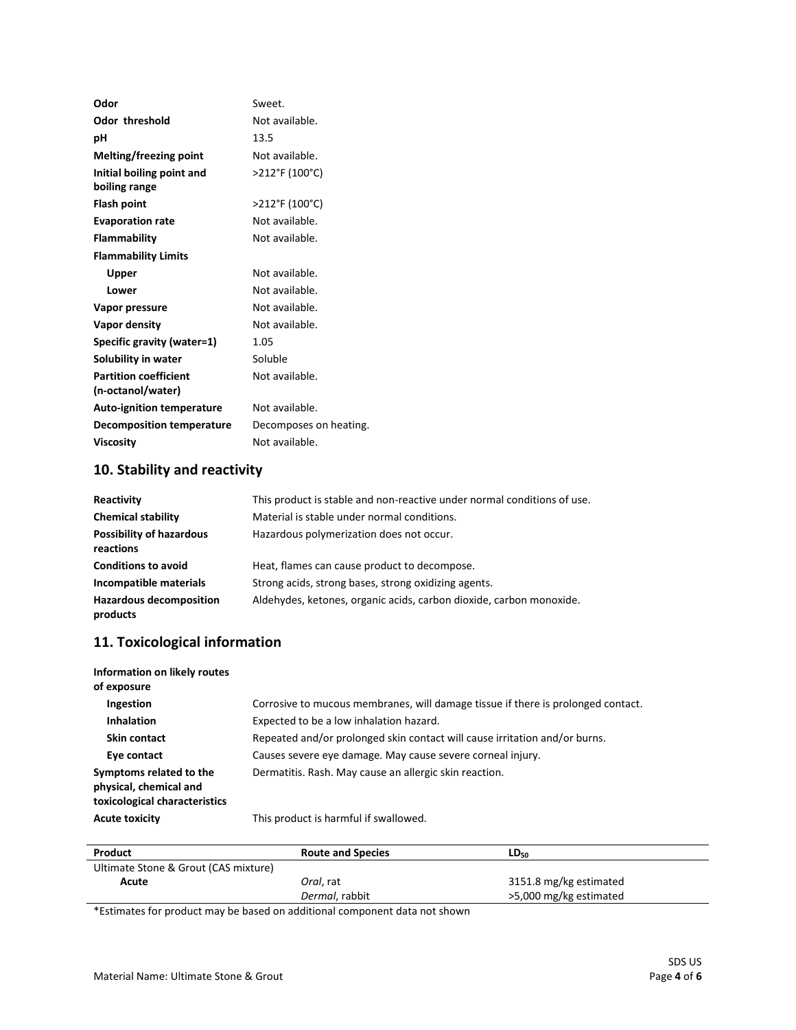| | |
|---|---|
| **Odor** | Sweet. |
| **Odor threshold** | Not available. |
| **pH** | 13.5 |
| **Melting/freezing point** | Not available. |
| **Initial boiling point and boiling range** | >212°F (100°C) |
| **Flash point** | >212°F (100°C) |
| **Evaporation rate** | Not available. |
| **Flammability** | Not available. |
| **Flammability Limits** | |
| **Upper** | Not available. |
| **Lower** | Not available. |
| **Vapor pressure** | Not available. |
| **Vapor density** | Not available. |
| **Specific gravity (water=1)** | 1.05 |
| **Solubility in water** | Soluble |
| **Partition coefficient (n-octanol/water)** | Not available. |
| **Auto-ignition temperature** | Not available. |
| **Decomposition temperature** | Decomposes on heating. |
| **Viscosity** | Not available. |

## 10. Stability and reactivity

| | |
|---|---|
| **Reactivity** | This product is stable and non-reactive under normal conditions of use. |
| **Chemical stability** | Material is stable under normal conditions. |
| **Possibility of hazardous reactions** | Hazardous polymerization does not occur. |
| **Conditions to avoid** | Heat, flames can cause product to decompose. |
| **Incompatible materials** | Strong acids, strong bases, strong oxidizing agents. |
| **Hazardous decomposition products** | Aldehydes, ketones, organic acids, carbon dioxide, carbon monoxide. |

## 11. Toxicological information

| | |
|---|---|
| **Information on likely routes of exposure** | |
| **Ingestion** | Corrosive to mucous membranes, will damage tissue if there is prolonged contact. |
| **Inhalation** | Expected to be a low inhalation hazard. |
| **Skin contact** | Repeated and/or prolonged skin contact will cause irritation and/or burns. |
| **Eye contact** | Causes severe eye damage. May cause severe corneal injury. |
| **Symptoms related to the physical, chemical and toxicological characteristics** | Dermatitis. Rash. May cause an allergic skin reaction. |
| **Acute toxicity** | This product is harmful if swallowed. |

| Product | Route and Species | $LD_{50}$ |
|---|---|---|
| Ultimate Stone & Grout (CAS mixture) | | |
| **Acute** | *Oral*, rat | 3151.8 mg/kg estimated |
| | *Dermal*, rabbit | >5,000 mg/kg estimated |

*Estimates for product may be based on additional component data not shown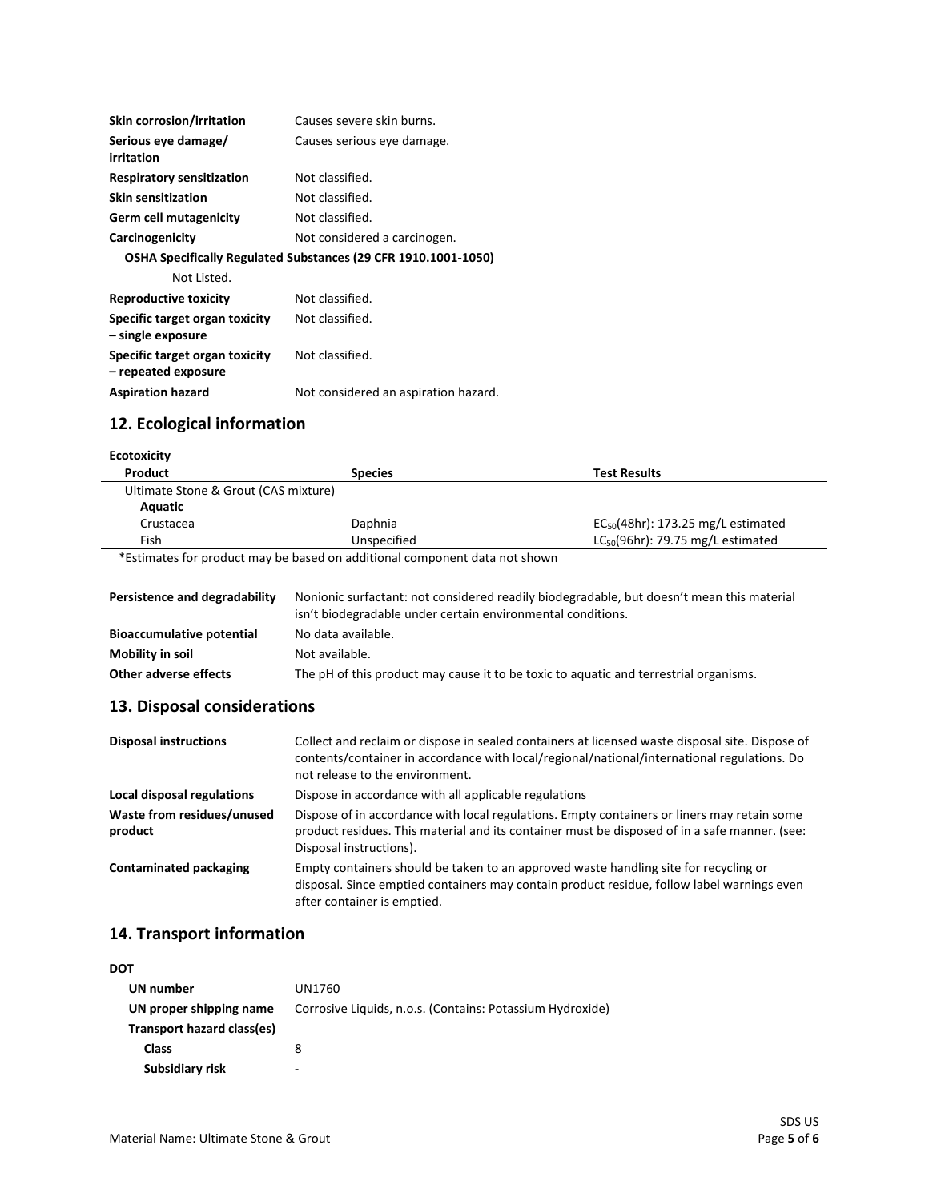| | |
|---|---|
| **Skin corrosion/irritation** | Causes severe skin burns. |
| **Serious eye damage/ irritation** | Causes serious eye damage. |
| **Respiratory sensitization** | Not classified. |
| **Skin sensitization** | Not classified. |
| **Germ cell mutagenicity** | Not classified. |
| **Carcinogenicity** | Not considered a carcinogen. |

**OSHA Specifically Regulated Substances (29 CFR 1910.1001-1050)**

Not Listed.

| | |
|---|---|
| **Reproductive toxicity** | Not classified. |
| **Specific target organ toxicity – single exposure** | Not classified. |
| **Specific target organ toxicity – repeated exposure** | Not classified. |
| **Aspiration hazard** | Not considered an aspiration hazard. |

## 12. Ecological information

**Ecotoxicity**

| Product | Species | Test Results |
|---|---|---|
| Ultimate Stone & Grout (CAS mixture) | | |
| **Aquatic** | | |
| Crustacea | Daphnia | $EC_{50}$(48hr): 173.25 mg/L estimated |
| Fish | Unspecified | $LC_{50}$(96hr): 79.75 mg/L estimated |

*Estimates for product may be based on additional component data not shown

| | |
|---|---|
| **Persistence and degradability** | Nonionic surfactant: not considered readily biodegradable, but doesn't mean this material isn't biodegradable under certain environmental conditions. |
| **Bioaccumulative potential** | No data available. |
| **Mobility in soil** | Not available. |
| **Other adverse effects** | The pH of this product may cause it to be toxic to aquatic and terrestrial organisms. |

## 13. Disposal considerations

| | |
|---|---|
| **Disposal instructions** | Collect and reclaim or dispose in sealed containers at licensed waste disposal site. Dispose of contents/container in accordance with local/regional/national/international regulations. Do not release to the environment. |
| **Local disposal regulations** | Dispose in accordance with all applicable regulations |
| **Waste from residues/unused product** | Dispose of in accordance with local regulations. Empty containers or liners may retain some product residues. This material and its container must be disposed of in a safe manner. (see: Disposal instructions). |
| **Contaminated packaging** | Empty containers should be taken to an approved waste handling site for recycling or disposal. Since emptied containers may contain product residue, follow label warnings even after container is emptied. |

## 14. Transport information

**DOT**

| | |
|---|---|
| **UN number** | UN1760 |
| **UN proper shipping name** | Corrosive Liquids, n.o.s. (Contains: Potassium Hydroxide) |
| **Transport hazard class(es)** | |
| **Class** | 8 |
| **Subsidiary risk** | - |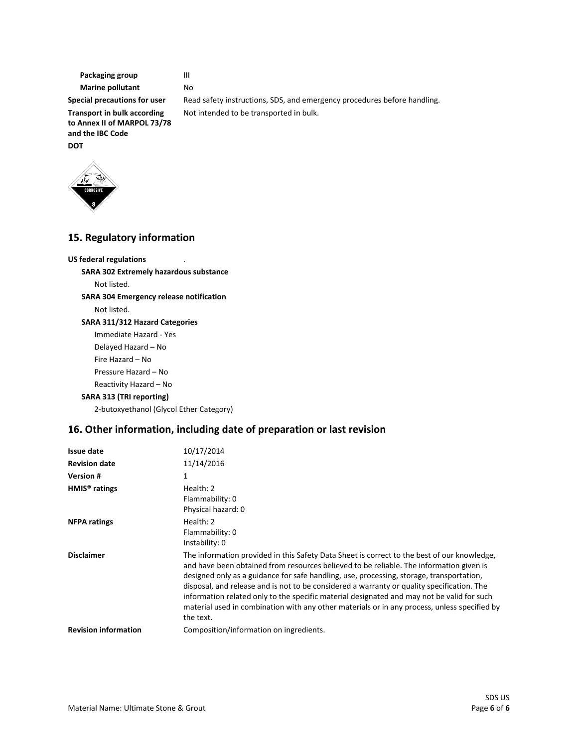| | |
|---|---|
| **Packaging group** | III |
| **Marine pollutant** | No |
| **Special precautions for user** | Read safety instructions, SDS, and emergency procedures before handling. |
| **Transport in bulk according to Annex II of MARPOL 73/78 and the IBC Code** | Not intended to be transported in bulk. |

**DOT**

CORROSIVE

8

## 15. Regulatory information

**US federal regulations** .

**SARA 302 Extremely hazardous substance**

Not listed.

**SARA 304 Emergency release notification**

Not listed.

**SARA 311/312 Hazard Categories**

Immediate Hazard - Yes

Delayed Hazard – No

Fire Hazard – No

Pressure Hazard – No

Reactivity Hazard – No

**SARA 313 (TRI reporting)**

2-butoxyethanol (Glycol Ether Category)

## 16. Other information, including date of preparation or last revision

| | |
|---|---|
| **Issue date** | 10/17/2014 |
| **Revision date** | 11/14/2016 |
| **Version #** | 1 |
| **HMIS® ratings** | Health: 2<br>Flammability: 0<br>Physical hazard: 0 |
| **NFPA ratings** | Health: 2<br>Flammability: 0<br>Instability: 0 |
| **Disclaimer** | The information provided in this Safety Data Sheet is correct to the best of our knowledge, and have been obtained from resources believed to be reliable. The information given is designed only as a guidance for safe handling, use, processing, storage, transportation, disposal, and release and is not to be considered a warranty or quality specification. The information related only to the specific material designated and may not be valid for such material used in combination with any other materials or in any process, unless specified by the text. |
| **Revision information** | Composition/information on ingredients. |

Material Name: Ultimate Stone & Grout